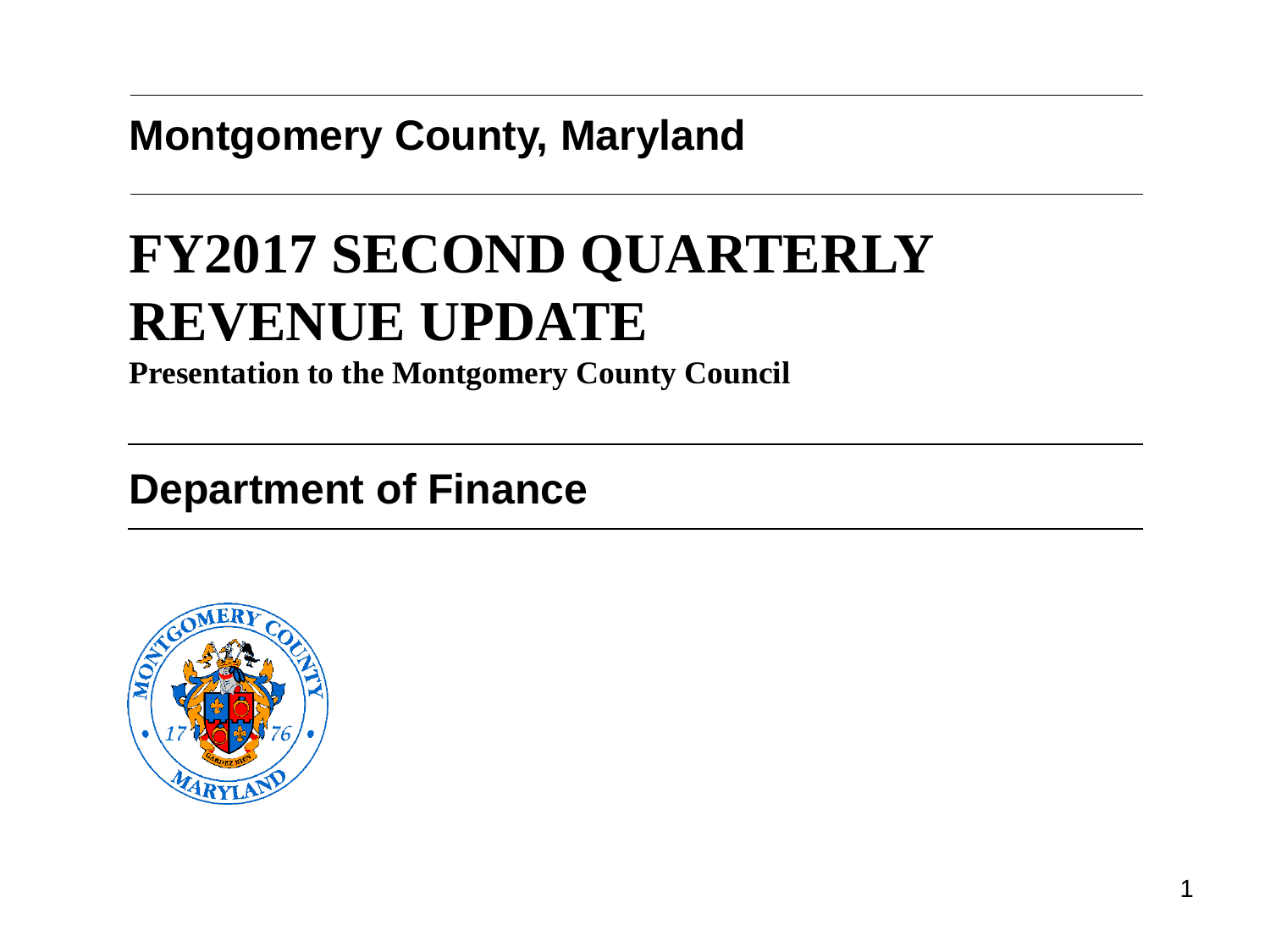**Montgomery County, Maryland**

# FY2017 SECOND QUARTERLY REVENUE UPDATE

**Presentation to the Montgomery County Council**

## Department of Finance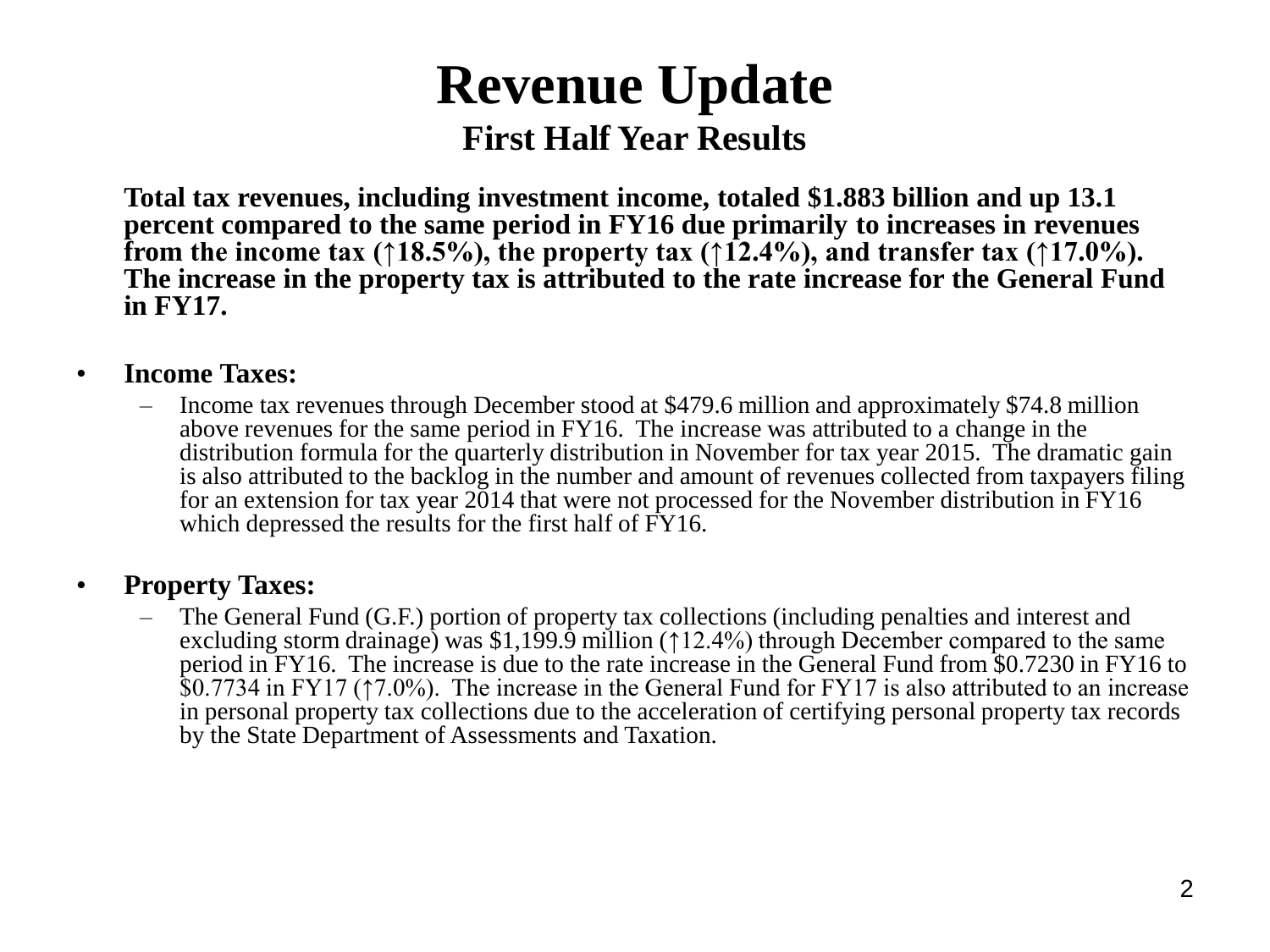# Revenue Update

## First Half Year Results

**Total tax revenues, including investment income, totaled $1.883 billion and up 13.1 percent compared to the same period in FY16 due primarily to increases in revenues from the income tax (↑18.5%), the property tax (↑12.4%), and transfer tax (↑17.0%). The increase in the property tax is attributed to the rate increase for the General Fund in FY17.**

- **Income Taxes:**
  - Income tax revenues through December stood at $479.6 million and approximately $74.8 million above revenues for the same period in FY16. The increase was attributed to a change in the distribution formula for the quarterly distribution in November for tax year 2015. The dramatic gain is also attributed to the backlog in the number and amount of revenues collected from taxpayers filing for an extension for tax year 2014 that were not processed for the November distribution in FY16 which depressed the results for the first half of FY16.

- **Property Taxes:**
  - The General Fund (G.F.) portion of property tax collections (including penalties and interest and excluding storm drainage) was $1,199.9 million (↑12.4%) through December compared to the same period in FY16. The increase is due to the rate increase in the General Fund from $0.7230 in FY16 to $0.7734 in FY17 (↑7.0%). The increase in the General Fund for FY17 is also attributed to an increase in personal property tax collections due to the acceleration of certifying personal property tax records by the State Department of Assessments and Taxation.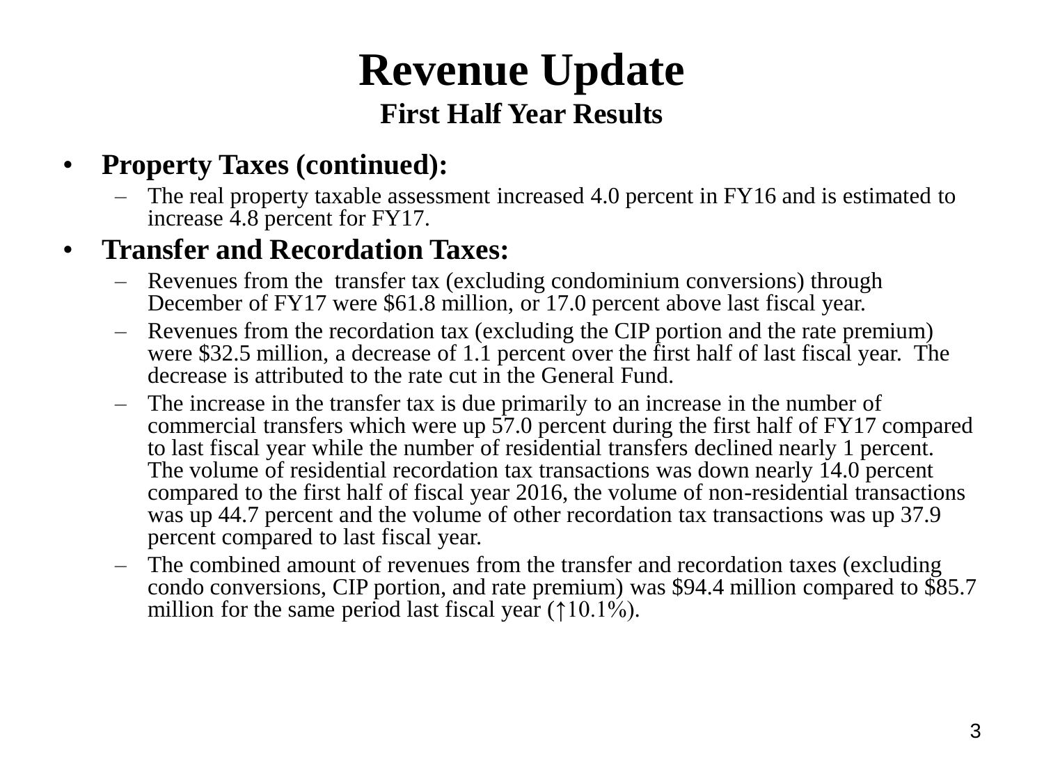# Revenue Update

## First Half Year Results

- **Property Taxes (continued):**
  - The real property taxable assessment increased 4.0 percent in FY16 and is estimated to increase 4.8 percent for FY17.
- **Transfer and Recordation Taxes:**
  - Revenues from the transfer tax (excluding condominium conversions) through December of FY17 were $61.8 million, or 17.0 percent above last fiscal year.
  - Revenues from the recordation tax (excluding the CIP portion and the rate premium) were $32.5 million, a decrease of 1.1 percent over the first half of last fiscal year. The decrease is attributed to the rate cut in the General Fund.
  - The increase in the transfer tax is due primarily to an increase in the number of commercial transfers which were up 57.0 percent during the first half of FY17 compared to last fiscal year while the number of residential transfers declined nearly 1 percent. The volume of residential recordation tax transactions was down nearly 14.0 percent compared to the first half of fiscal year 2016, the volume of non-residential transactions was up 44.7 percent and the volume of other recordation tax transactions was up 37.9 percent compared to last fiscal year.
  - The combined amount of revenues from the transfer and recordation taxes (excluding condo conversions, CIP portion, and rate premium) was $94.4 million compared to $85.7 million for the same period last fiscal year (↑10.1%).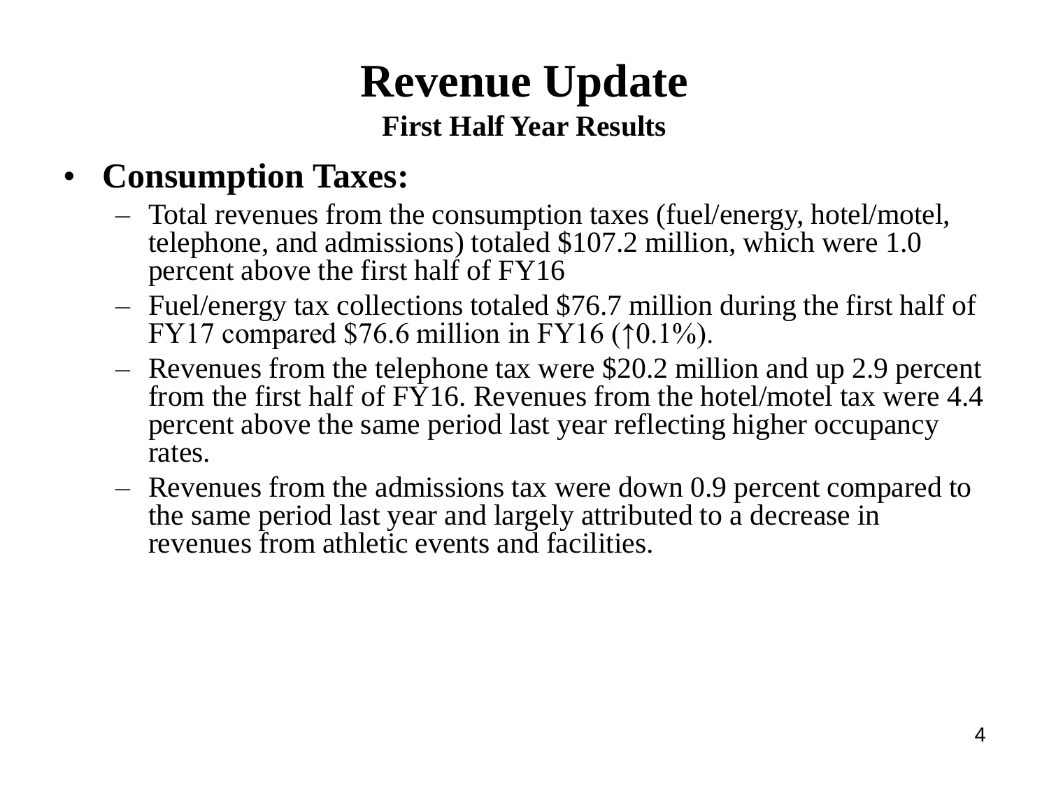# Revenue Update

### First Half Year Results

- **Consumption Taxes:**
  - Total revenues from the consumption taxes (fuel/energy, hotel/motel, telephone, and admissions) totaled $107.2 million, which were 1.0 percent above the first half of FY16
  - Fuel/energy tax collections totaled $76.7 million during the first half of FY17 compared $76.6 million in FY16 (↑0.1%).
  - Revenues from the telephone tax were $20.2 million and up 2.9 percent from the first half of FY16. Revenues from the hotel/motel tax were 4.4 percent above the same period last year reflecting higher occupancy rates.
  - Revenues from the admissions tax were down 0.9 percent compared to the same period last year and largely attributed to a decrease in revenues from athletic events and facilities.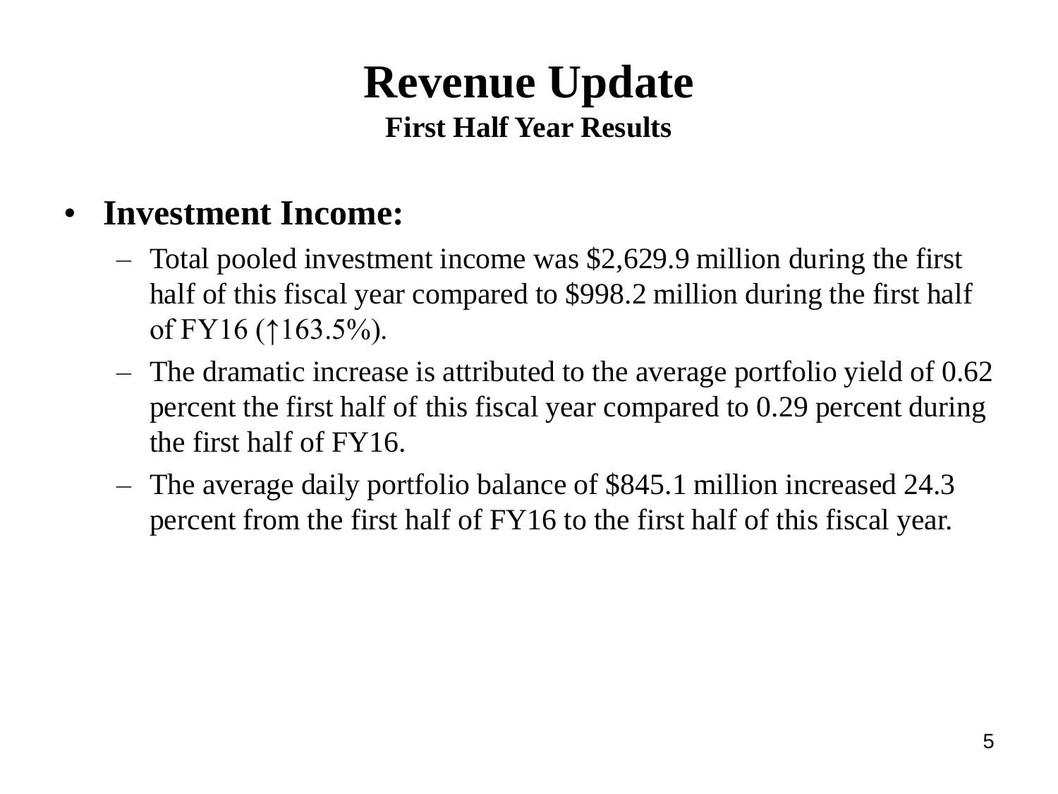# Revenue Update

### First Half Year Results

- **Investment Income:**
  - Total pooled investment income was $2,629.9 million during the first half of this fiscal year compared to $998.2 million during the first half of FY16 (↑163.5%).
  - The dramatic increase is attributed to the average portfolio yield of 0.62 percent the first half of this fiscal year compared to 0.29 percent during the first half of FY16.
  - The average daily portfolio balance of $845.1 million increased 24.3 percent from the first half of FY16 to the first half of this fiscal year.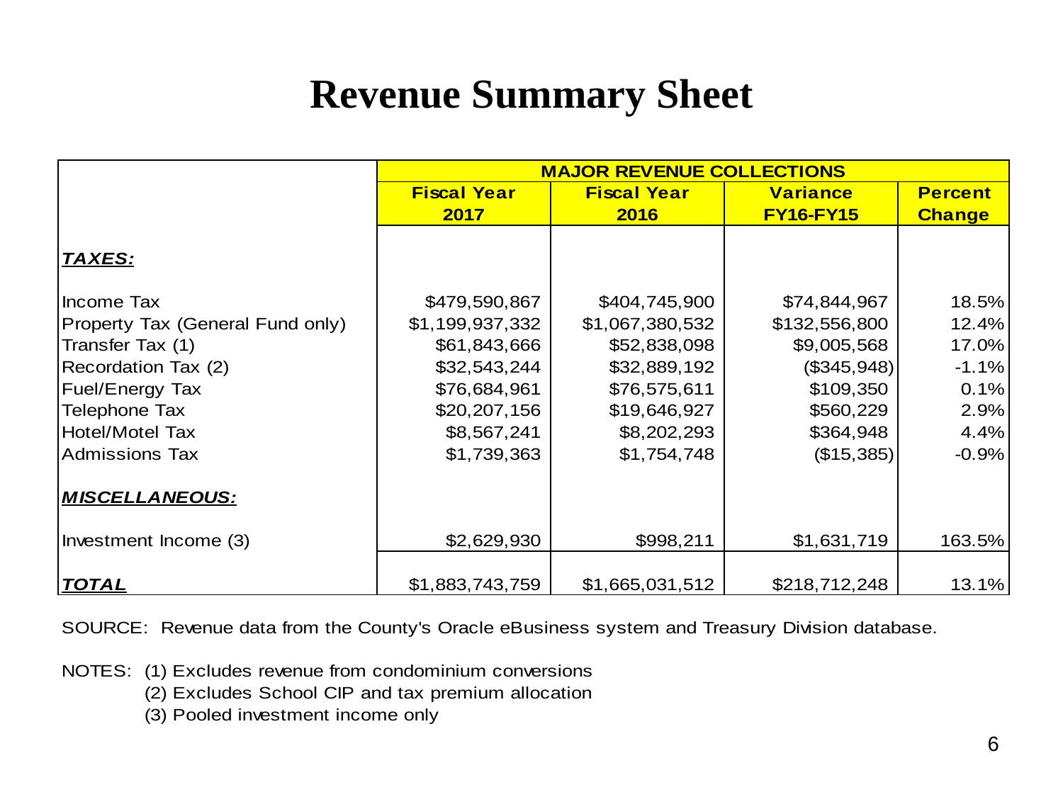# Revenue Summary Sheet

| | MAJOR REVENUE COLLECTIONS | | | |
|---|---|---|---|---|
| | Fiscal Year 2017 | Fiscal Year 2016 | Variance FY16-FY15 | Percent Change |
| ***TAXES:*** | | | | |
| Income Tax | $479,590,867 | $404,745,900 | $74,844,967 | 18.5% |
| Property Tax (General Fund only) | $1,199,937,332 | $1,067,380,532 | $132,556,800 | 12.4% |
| Transfer Tax (1) | $61,843,666 | $52,838,098 | $9,005,568 | 17.0% |
| Recordation Tax (2) | $32,543,244 | $32,889,192 | ($345,948) | -1.1% |
| Fuel/Energy Tax | $76,684,961 | $76,575,611 | $109,350 | 0.1% |
| Telephone Tax | $20,207,156 | $19,646,927 | $560,229 | 2.9% |
| Hotel/Motel Tax | $8,567,241 | $8,202,293 | $364,948 | 4.4% |
| Admissions Tax | $1,739,363 | $1,754,748 | ($15,385) | -0.9% |
| ***MISCELLANEOUS:*** | | | | |
| Investment Income (3) | $2,629,930 | $998,211 | $1,631,719 | 163.5% |
| ***TOTAL*** | $1,883,743,759 | $1,665,031,512 | $218,712,248 | 13.1% |

SOURCE: Revenue data from the County's Oracle eBusiness system and Treasury Division database.

NOTES: (1) Excludes revenue from condominium conversions
(2) Excludes School CIP and tax premium allocation
(3) Pooled investment income only